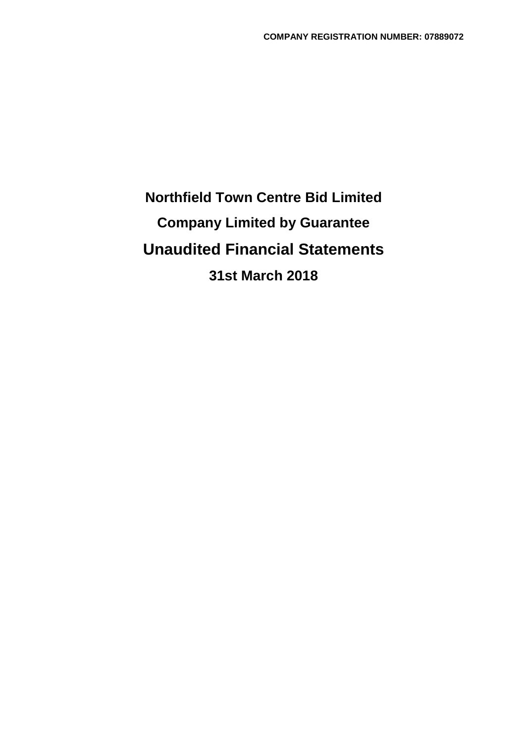**COMPANY REGISTRATION NUMBER: 07889072**

# Northfield Town Centre Bid Limited

## Company Limited by Guarantee

# Unaudited Financial Statements

## 31st March 2018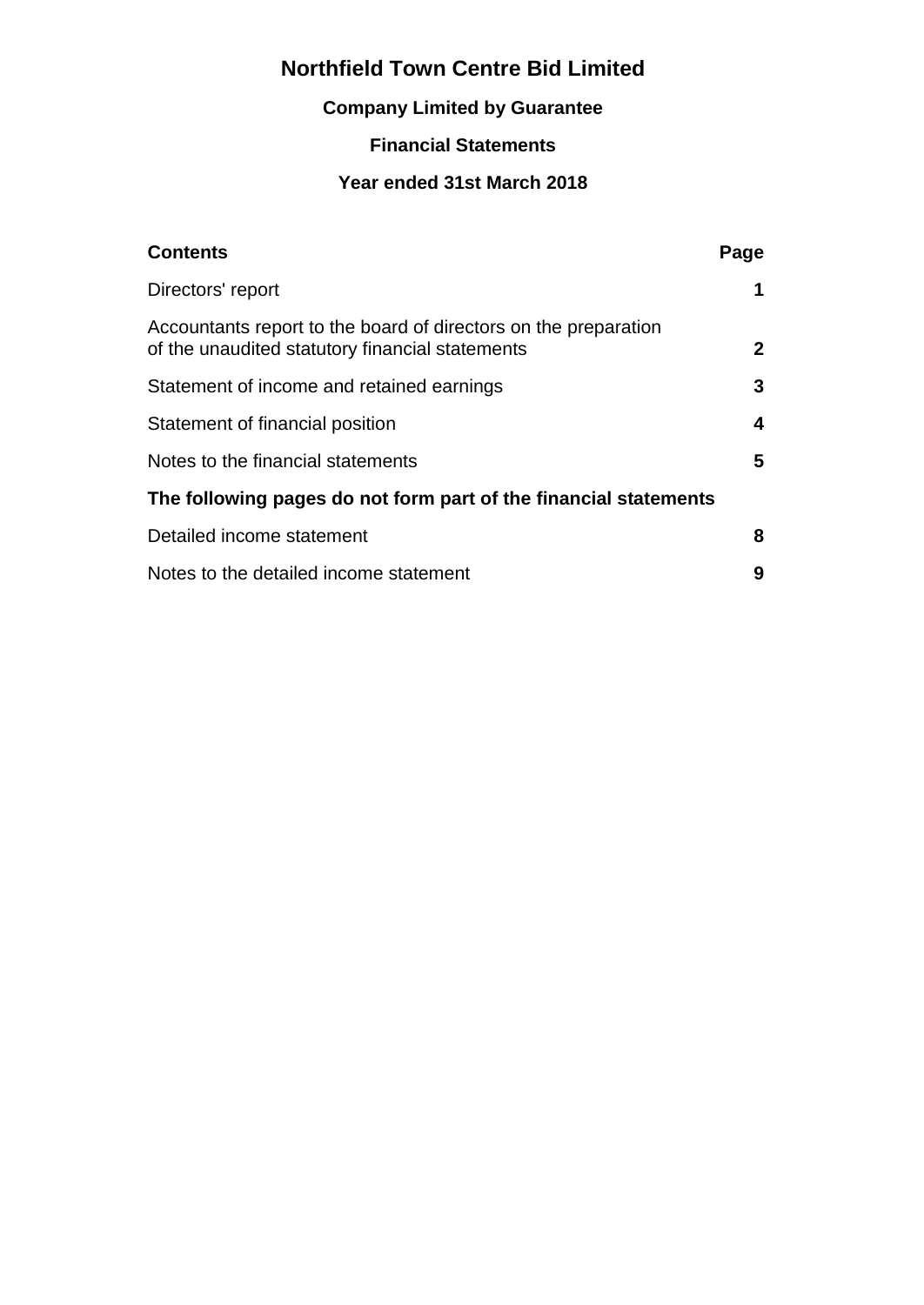# Northfield Town Centre Bid Limited

### Company Limited by Guarantee

### Financial Statements

### Year ended 31st March 2018

| **Contents** | **Page** |
| --- | --- |
| Directors' report | **1** |
| Accountants report to the board of directors on the preparation of the unaudited statutory financial statements | **2** |
| Statement of income and retained earnings | **3** |
| Statement of financial position | **4** |
| Notes to the financial statements | **5** |
| **The following pages do not form part of the financial statements** | |
| Detailed income statement | **8** |
| Notes to the detailed income statement | **9** |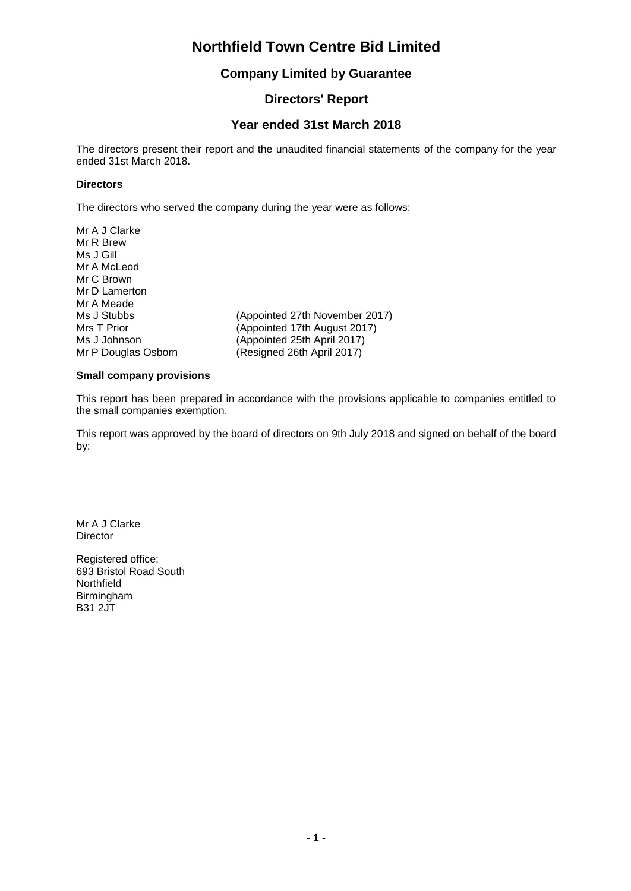# Northfield Town Centre Bid Limited

## Company Limited by Guarantee

## Directors' Report

## Year ended 31st March 2018

The directors present their report and the unaudited financial statements of the company for the year ended 31st March 2018.

### Directors

The directors who served the company during the year were as follows:

| | |
|---|---|
| Mr A J Clarke | |
| Mr R Brew | |
| Ms J Gill | |
| Mr A McLeod | |
| Mr C Brown | |
| Mr D Lamerton | |
| Mr A Meade | |
| Ms J Stubbs | (Appointed 27th November 2017) |
| Mrs T Prior | (Appointed 17th August 2017) |
| Ms J Johnson | (Appointed 25th April 2017) |
| Mr P Douglas Osborn | (Resigned 26th April 2017) |

### Small company provisions

This report has been prepared in accordance with the provisions applicable to companies entitled to the small companies exemption.

This report was approved by the board of directors on 9th July 2018 and signed on behalf of the board by:

Mr A J Clarke
Director

Registered office:
693 Bristol Road South
Northfield
Birmingham
B31 2JT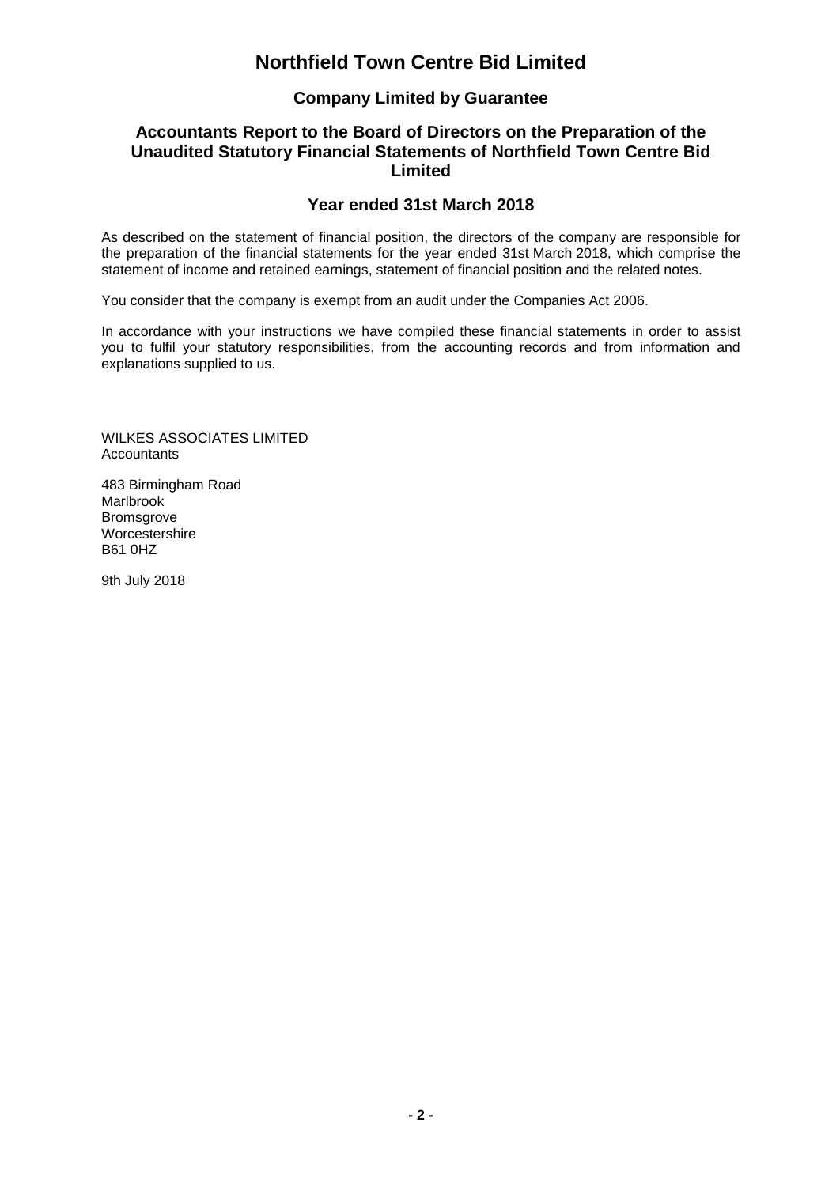# Northfield Town Centre Bid Limited

## Company Limited by Guarantee

## Accountants Report to the Board of Directors on the Preparation of the Unaudited Statutory Financial Statements of Northfield Town Centre Bid Limited

## Year ended 31st March 2018

As described on the statement of financial position, the directors of the company are responsible for the preparation of the financial statements for the year ended 31st March 2018, which comprise the statement of income and retained earnings, statement of financial position and the related notes.

You consider that the company is exempt from an audit under the Companies Act 2006.

In accordance with your instructions we have compiled these financial statements in order to assist you to fulfil your statutory responsibilities, from the accounting records and from information and explanations supplied to us.

WILKES ASSOCIATES LIMITED
Accountants

483 Birmingham Road
Marlbrook
Bromsgrove
Worcestershire
B61 0HZ

9th July 2018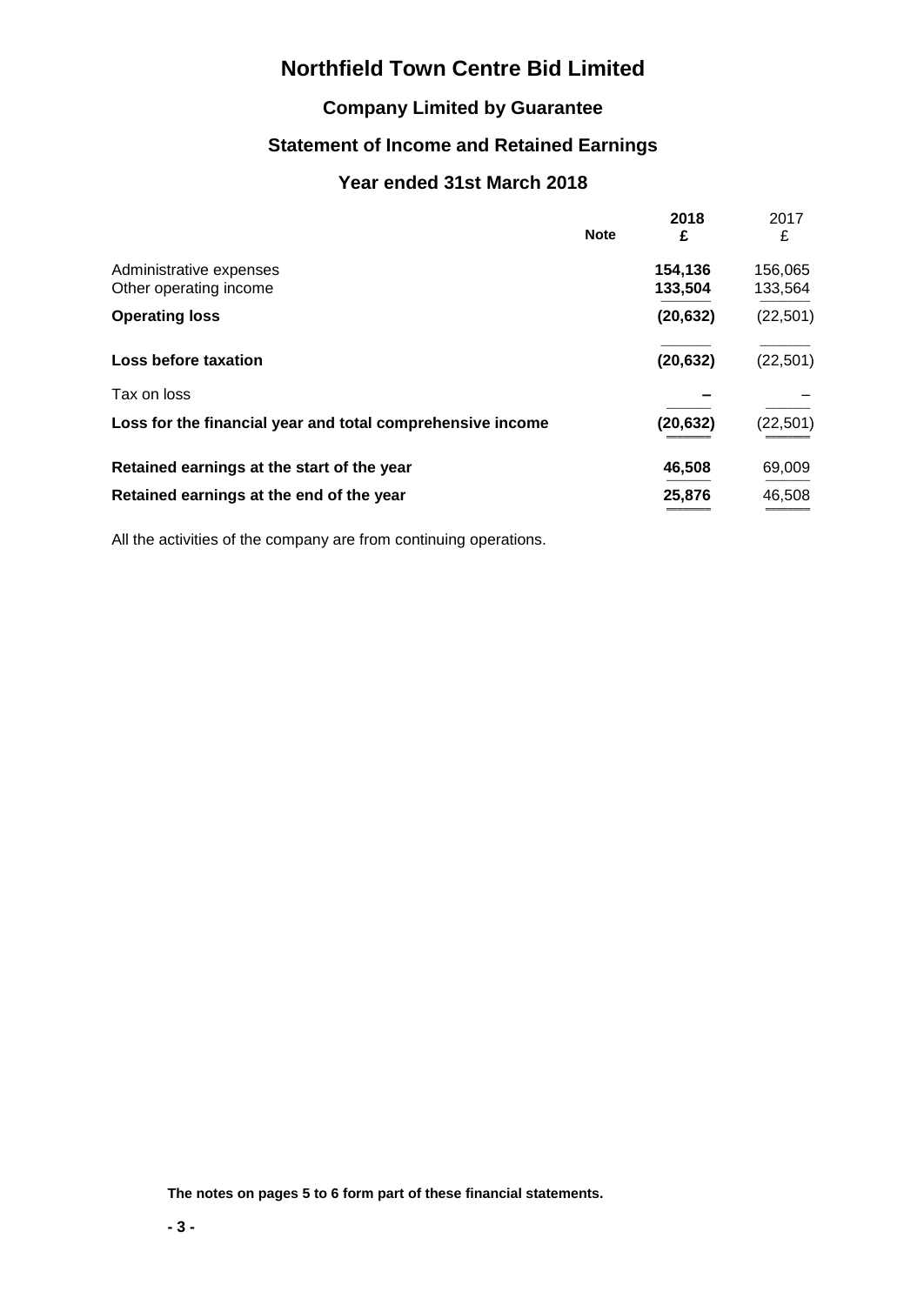# Northfield Town Centre Bid Limited

## Company Limited by Guarantee

## Statement of Income and Retained Earnings

## Year ended 31st March 2018

| | Note | **2018** **£** | 2017 £ |
|---|---|---|---|
| Administrative expenses | | **154,136** | 156,065 |
| Other operating income | | **133,504** | 133,564 |
| **Operating loss** | | **(20,632)** | (22,501) |
| **Loss before taxation** | | **(20,632)** | (22,501) |
| Tax on loss | | **–** | – |
| **Loss for the financial year and total comprehensive income** | | **(20,632)** | (22,501) |
| **Retained earnings at the start of the year** | | **46,508** | 69,009 |
| **Retained earnings at the end of the year** | | **25,876** | 46,508 |

All the activities of the company are from continuing operations.

**The notes on pages 5 to 6 form part of these financial statements.**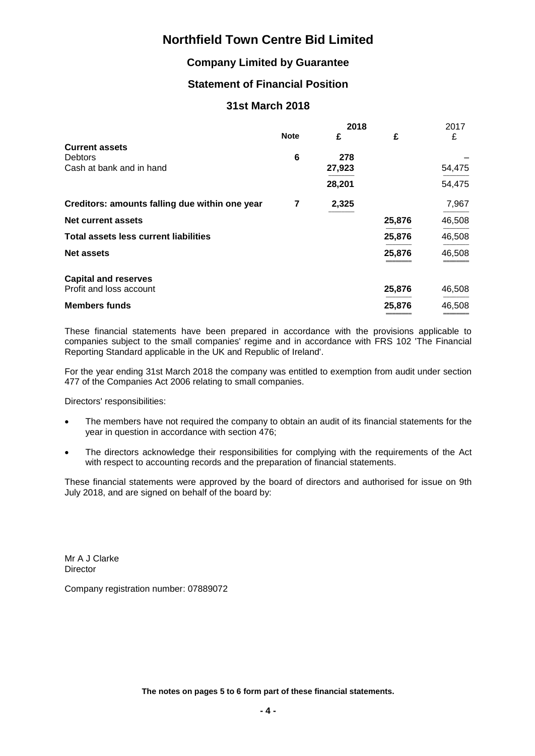# Northfield Town Centre Bid Limited

## Company Limited by Guarantee

## Statement of Financial Position

## 31st March 2018

| | Note | 2018 £ | 2018 £ | 2017 £ |
|---|---|---|---|---|
| **Current assets** | | | | |
| Debtors | 6 | 278 | | – |
| Cash at bank and in hand | | 27,923 | | 54,475 |
| | | 28,201 | | 54,475 |
| **Creditors: amounts falling due within one year** | 7 | 2,325 | | 7,967 |
| **Net current assets** | | | 25,876 | 46,508 |
| **Total assets less current liabilities** | | | 25,876 | 46,508 |
| **Net assets** | | | 25,876 | 46,508 |
| **Capital and reserves** | | | | |
| Profit and loss account | | | 25,876 | 46,508 |
| **Members funds** | | | 25,876 | 46,508 |

These financial statements have been prepared in accordance with the provisions applicable to companies subject to the small companies' regime and in accordance with FRS 102 'The Financial Reporting Standard applicable in the UK and Republic of Ireland'.

For the year ending 31st March 2018 the company was entitled to exemption from audit under section 477 of the Companies Act 2006 relating to small companies.

Directors' responsibilities:

- The members have not required the company to obtain an audit of its financial statements for the year in question in accordance with section 476;
- The directors acknowledge their responsibilities for complying with the requirements of the Act with respect to accounting records and the preparation of financial statements.

These financial statements were approved by the board of directors and authorised for issue on 9th July 2018, and are signed on behalf of the board by:

Mr A J Clarke
Director

Company registration number: 07889072

**The notes on pages 5 to 6 form part of these financial statements.**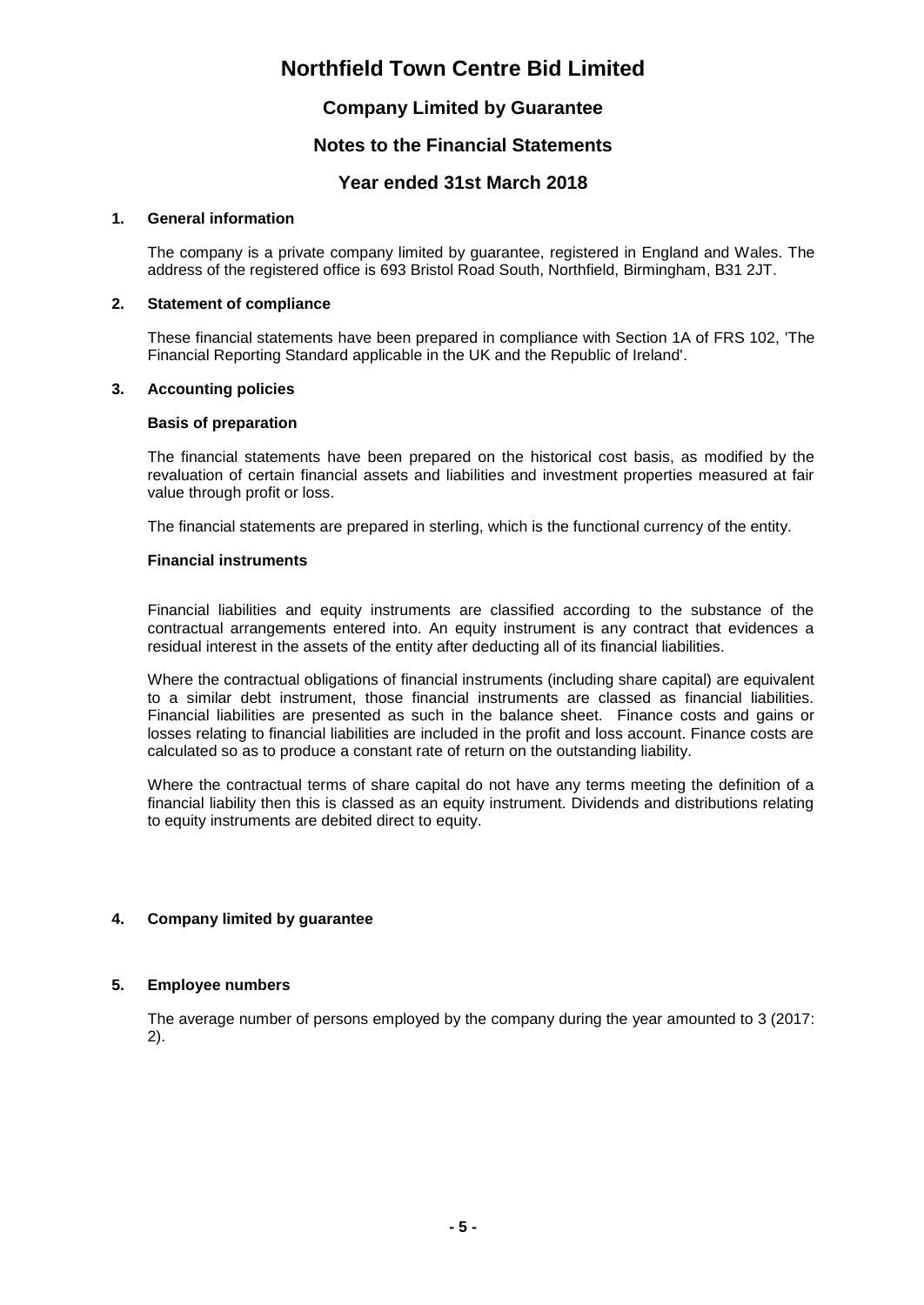# Northfield Town Centre Bid Limited

## Company Limited by Guarantee

## Notes to the Financial Statements

## Year ended 31st March 2018

### 1. General information

The company is a private company limited by guarantee, registered in England and Wales. The address of the registered office is 693 Bristol Road South, Northfield, Birmingham, B31 2JT.

### 2. Statement of compliance

These financial statements have been prepared in compliance with Section 1A of FRS 102, 'The Financial Reporting Standard applicable in the UK and the Republic of Ireland'.

### 3. Accounting policies

**Basis of preparation**

The financial statements have been prepared on the historical cost basis, as modified by the revaluation of certain financial assets and liabilities and investment properties measured at fair value through profit or loss.

The financial statements are prepared in sterling, which is the functional currency of the entity.

**Financial instruments**

Financial liabilities and equity instruments are classified according to the substance of the contractual arrangements entered into. An equity instrument is any contract that evidences a residual interest in the assets of the entity after deducting all of its financial liabilities.

Where the contractual obligations of financial instruments (including share capital) are equivalent to a similar debt instrument, those financial instruments are classed as financial liabilities. Financial liabilities are presented as such in the balance sheet. Finance costs and gains or losses relating to financial liabilities are included in the profit and loss account. Finance costs are calculated so as to produce a constant rate of return on the outstanding liability.

Where the contractual terms of share capital do not have any terms meeting the definition of a financial liability then this is classed as an equity instrument. Dividends and distributions relating to equity instruments are debited direct to equity.

### 4. Company limited by guarantee

### 5. Employee numbers

The average number of persons employed by the company during the year amounted to 3 (2017: 2).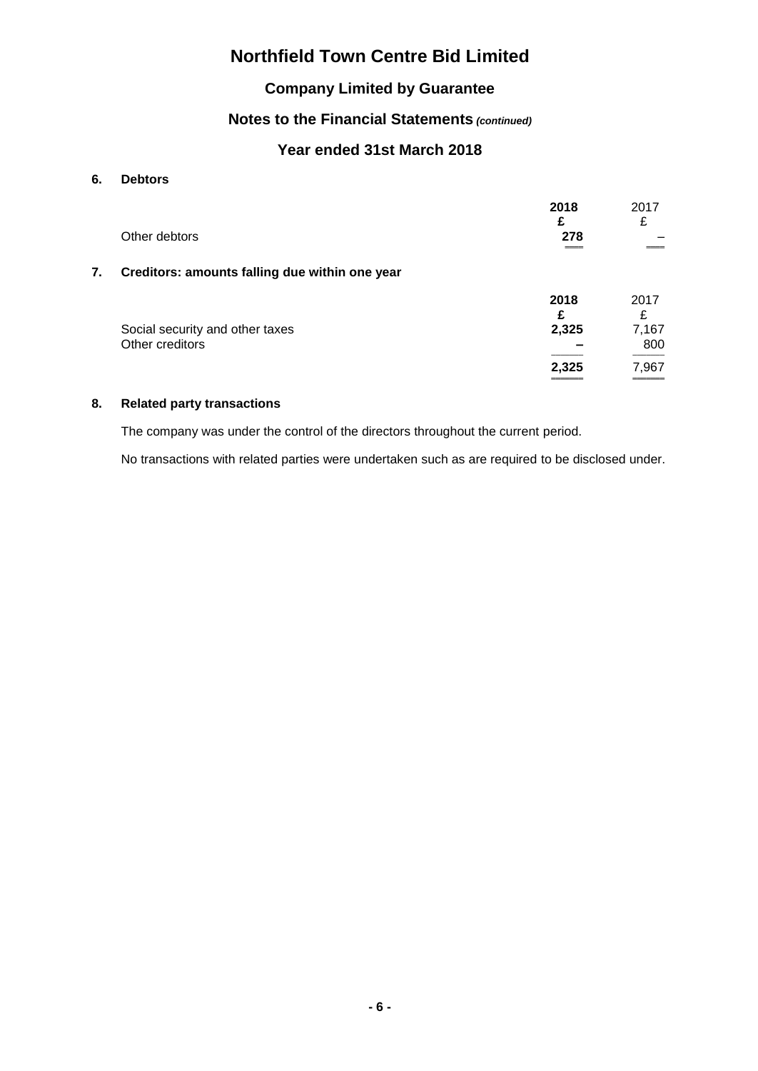# Northfield Town Centre Bid Limited

## Company Limited by Guarantee

## Notes to the Financial Statements *(continued)*

## Year ended 31st March 2018

### 6. Debtors

| | **2018** | 2017 |
|---|---|---|
| | **£** | £ |
| Other debtors | **278** | – |

### 7. Creditors: amounts falling due within one year

| | **2018** | 2017 |
|---|---|---|
| | **£** | £ |
| Social security and other taxes | **2,325** | 7,167 |
| Other creditors | **–** | 800 |
| | **2,325** | 7,967 |

### 8. Related party transactions

The company was under the control of the directors throughout the current period.

No transactions with related parties were undertaken such as are required to be disclosed under.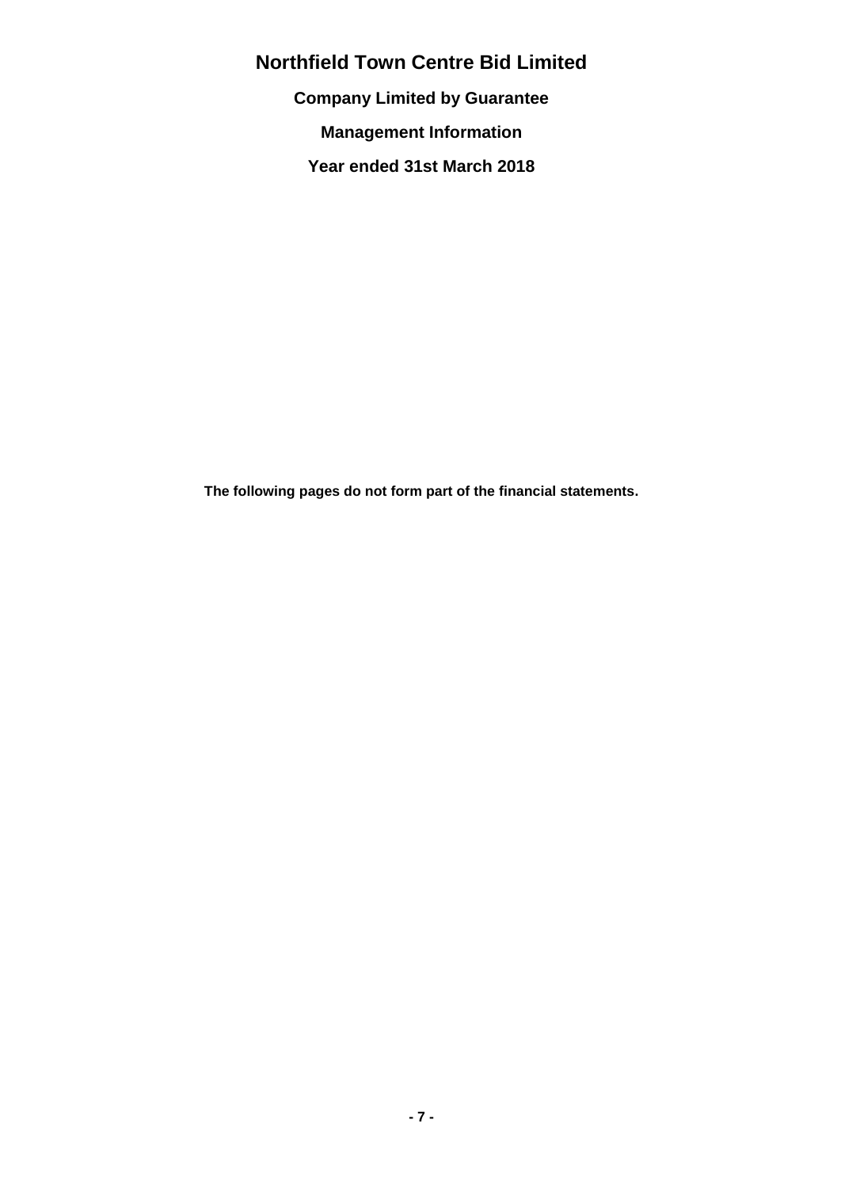# Northfield Town Centre Bid Limited

**Company Limited by Guarantee**

**Management Information**

**Year ended 31st March 2018**

**The following pages do not form part of the financial statements.**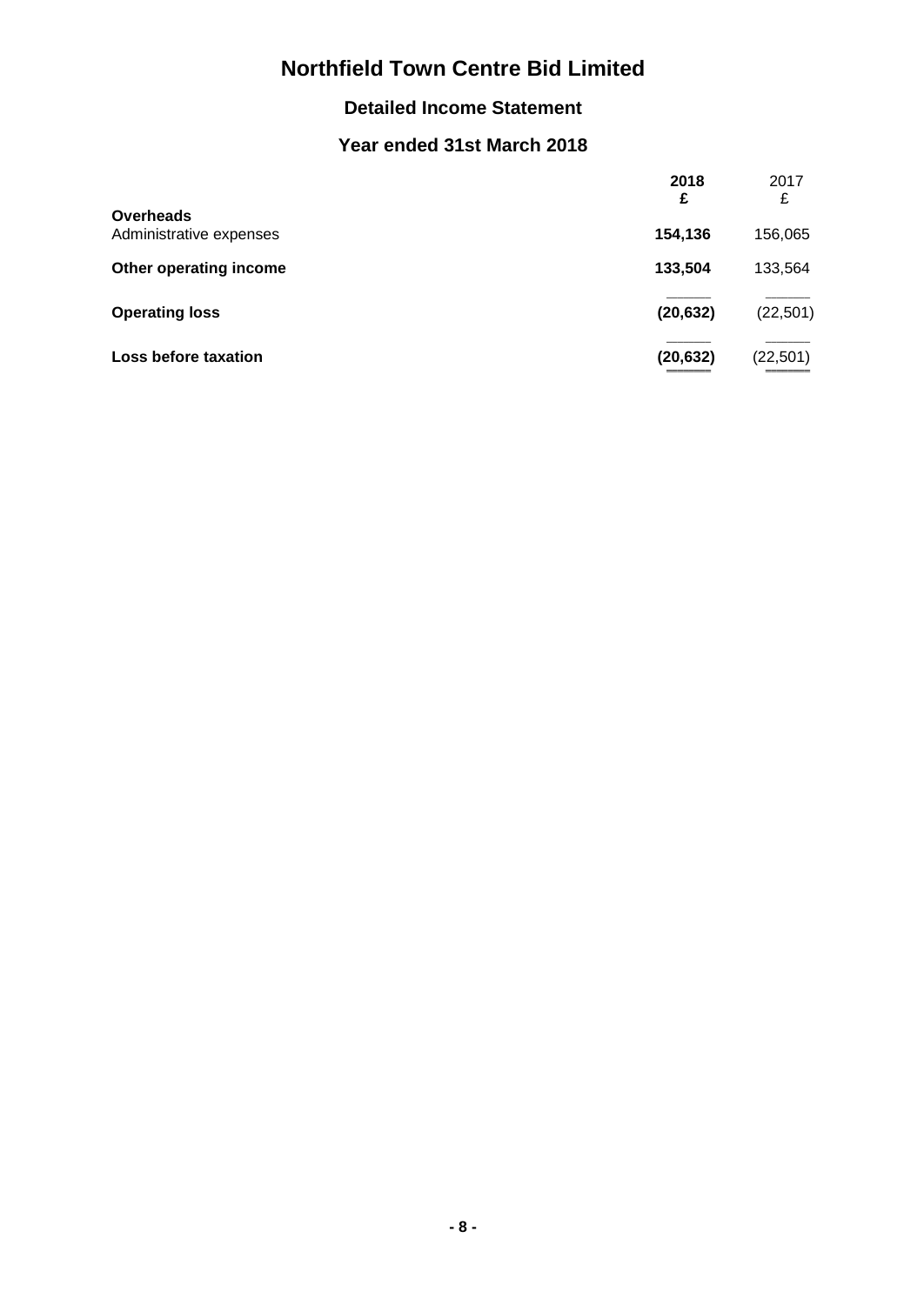# Northfield Town Centre Bid Limited

## Detailed Income Statement

## Year ended 31st March 2018

| | 2018<br>£ | 2017<br>£ |
|---|---|---|
| **Overheads** | | |
| Administrative expenses | **154,136** | 156,065 |
| **Other operating income** | **133,504** | 133,564 |
| **Operating loss** | **(20,632)** | (22,501) |
| **Loss before taxation** | **(20,632)** | (22,501) |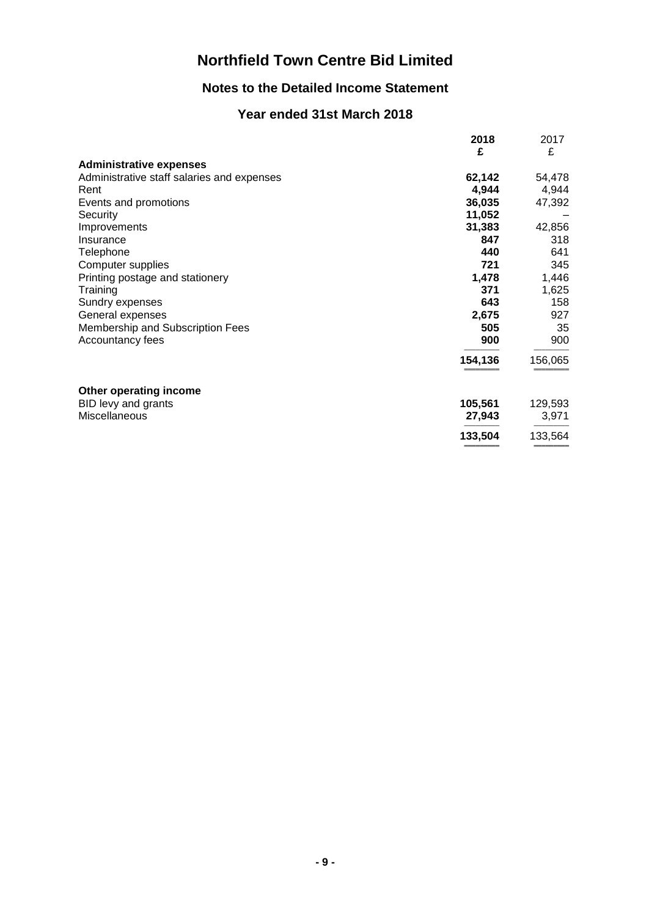# Northfield Town Centre Bid Limited

## Notes to the Detailed Income Statement

## Year ended 31st March 2018

| | 2018 £ | 2017 £ |
|---|---|---|
| **Administrative expenses** | | |
| Administrative staff salaries and expenses | **62,142** | 54,478 |
| Rent | **4,944** | 4,944 |
| Events and promotions | **36,035** | 47,392 |
| Security | **11,052** | – |
| Improvements | **31,383** | 42,856 |
| Insurance | **847** | 318 |
| Telephone | **440** | 641 |
| Computer supplies | **721** | 345 |
| Printing postage and stationery | **1,478** | 1,446 |
| Training | **371** | 1,625 |
| Sundry expenses | **643** | 158 |
| General expenses | **2,675** | 927 |
| Membership and Subscription Fees | **505** | 35 |
| Accountancy fees | **900** | 900 |
| | **154,136** | 156,065 |
| **Other operating income** | | |
| BID levy and grants | **105,561** | 129,593 |
| Miscellaneous | **27,943** | 3,971 |
| | **133,504** | 133,564 |